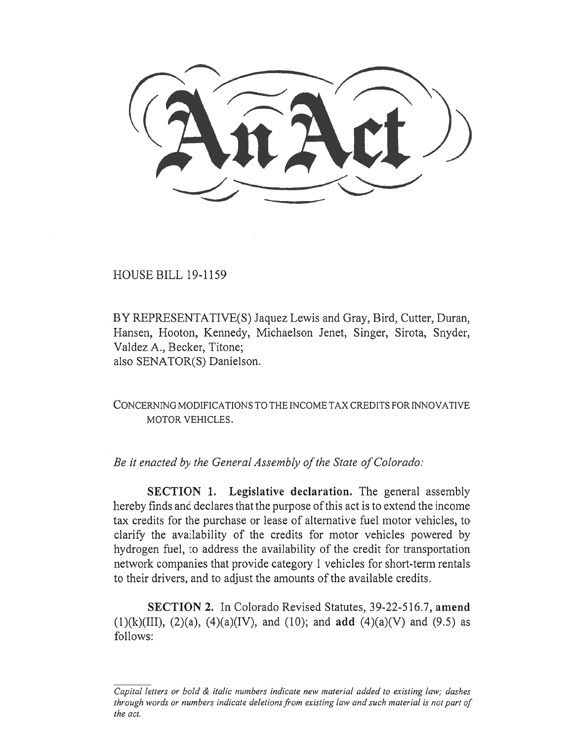# An Act

HOUSE BILL 19-1159

BY REPRESENTATIVE(S) Jaquez Lewis and Gray, Bird, Cutter, Duran, Hansen, Hooton, Kennedy, Michaelson Jenet, Singer, Sirota, Snyder, Valdez A., Becker, Titone;
also SENATOR(S) Danielson.

CONCERNING MODIFICATIONS TO THE INCOME TAX CREDITS FOR INNOVATIVE MOTOR VEHICLES.

*Be it enacted by the General Assembly of the State of Colorado:*

**SECTION 1. Legislative declaration.** The general assembly hereby finds and declares that the purpose of this act is to extend the income tax credits for the purchase or lease of alternative fuel motor vehicles, to clarify the availability of the credits for motor vehicles powered by hydrogen fuel, to address the availability of the credit for transportation network companies that provide category 1 vehicles for short-term rentals to their drivers, and to adjust the amounts of the available credits.

**SECTION 2.** In Colorado Revised Statutes, 39-22-516.7, **amend** (1)(k)(III), (2)(a), (4)(a)(IV), and (10); and **add** (4)(a)(V) and (9.5) as follows:

*Capital letters or bold & italic numbers indicate new material added to existing law; dashes through words or numbers indicate deletions from existing law and such material is not part of the act.*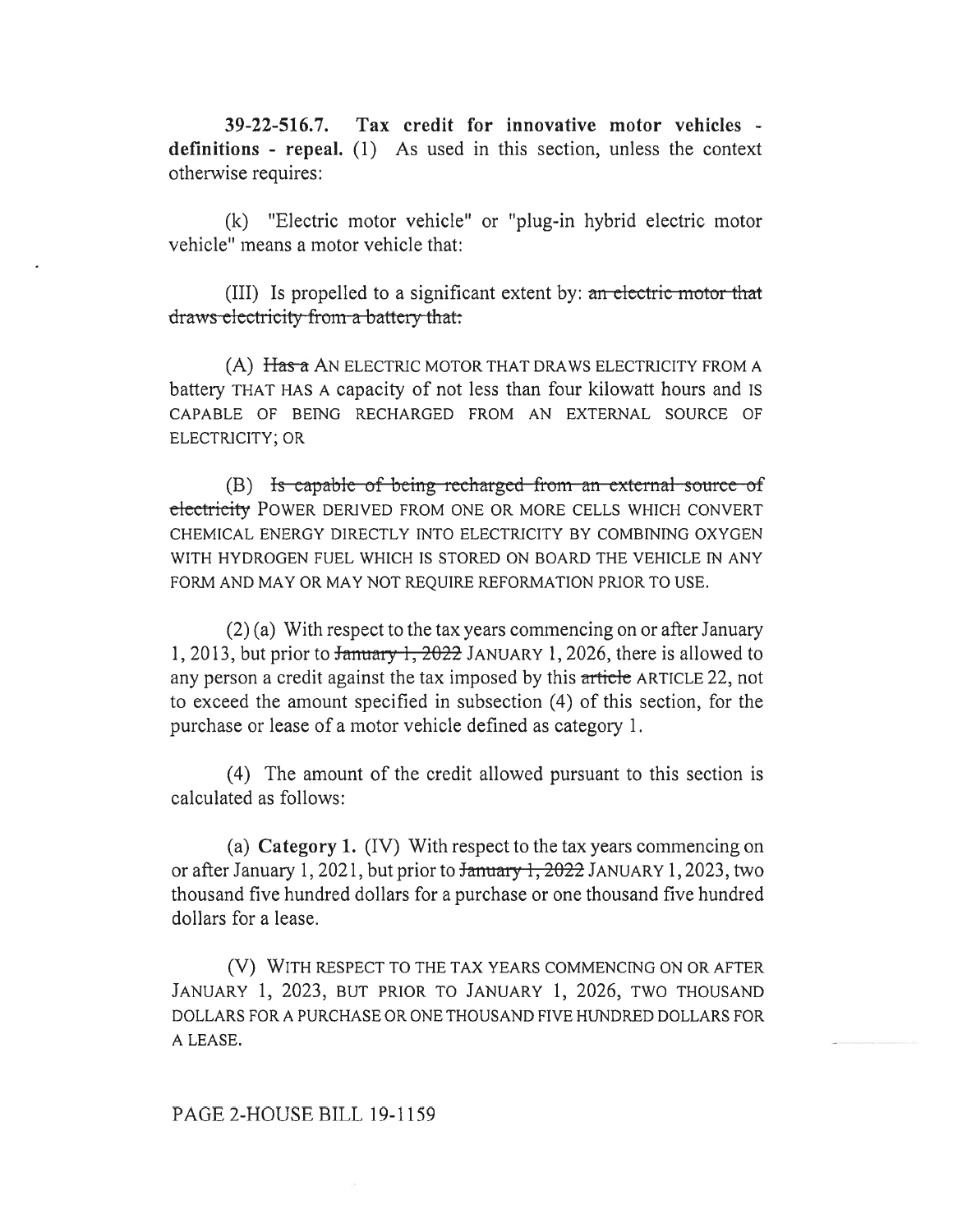**39-22-516.7. Tax credit for innovative motor vehicles - definitions - repeal.** (1) As used in this section, unless the context otherwise requires:

(k) "Electric motor vehicle" or "plug-in hybrid electric motor vehicle" means a motor vehicle that:

(III) Is propelled to a significant extent by: ~~an electric motor that draws electricity from a battery that:~~

(A) ~~Has a~~ AN ELECTRIC MOTOR THAT DRAWS ELECTRICITY FROM A battery THAT HAS A capacity of not less than four kilowatt hours and IS CAPABLE OF BEING RECHARGED FROM AN EXTERNAL SOURCE OF ELECTRICITY; OR

(B) ~~Is capable of being recharged from an external source of electricity~~ POWER DERIVED FROM ONE OR MORE CELLS WHICH CONVERT CHEMICAL ENERGY DIRECTLY INTO ELECTRICITY BY COMBINING OXYGEN WITH HYDROGEN FUEL WHICH IS STORED ON BOARD THE VEHICLE IN ANY FORM AND MAY OR MAY NOT REQUIRE REFORMATION PRIOR TO USE.

(2) (a) With respect to the tax years commencing on or after January 1, 2013, but prior to ~~January 1, 2022~~ JANUARY 1, 2026, there is allowed to any person a credit against the tax imposed by this ~~article~~ ARTICLE 22, not to exceed the amount specified in subsection (4) of this section, for the purchase or lease of a motor vehicle defined as category 1.

(4) The amount of the credit allowed pursuant to this section is calculated as follows:

(a) **Category 1.** (IV) With respect to the tax years commencing on or after January 1, 2021, but prior to ~~January 1, 2022~~ JANUARY 1, 2023, two thousand five hundred dollars for a purchase or one thousand five hundred dollars for a lease.

(V) WITH RESPECT TO THE TAX YEARS COMMENCING ON OR AFTER JANUARY 1, 2023, BUT PRIOR TO JANUARY 1, 2026, TWO THOUSAND DOLLARS FOR A PURCHASE OR ONE THOUSAND FIVE HUNDRED DOLLARS FOR A LEASE.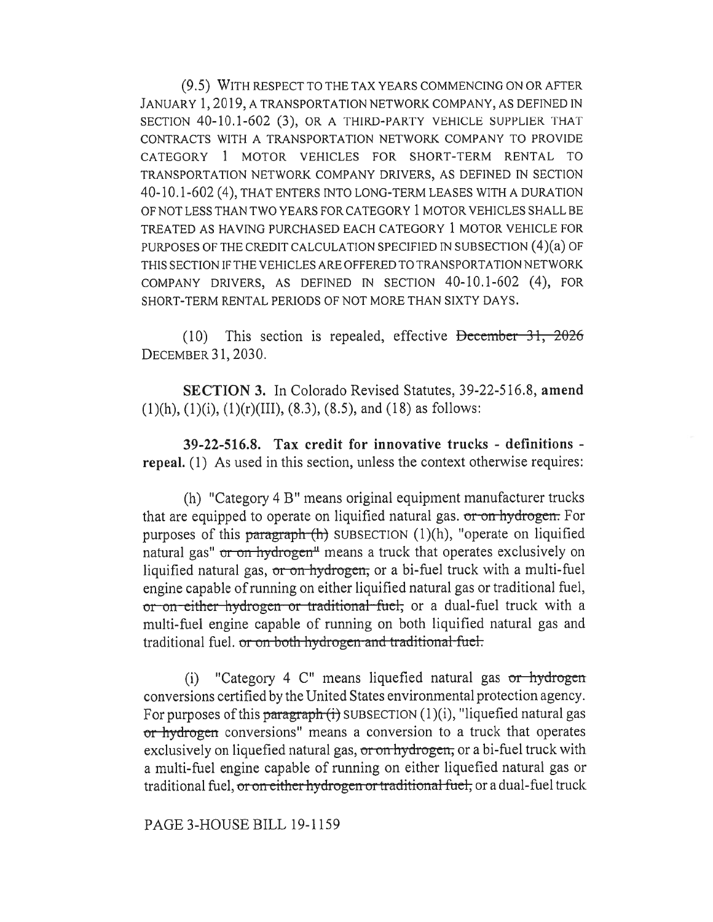(9.5) WITH RESPECT TO THE TAX YEARS COMMENCING ON OR AFTER JANUARY 1, 2019, A TRANSPORTATION NETWORK COMPANY, AS DEFINED IN SECTION 40-10.1-602 (3), OR A THIRD-PARTY VEHICLE SUPPLIER THAT CONTRACTS WITH A TRANSPORTATION NETWORK COMPANY TO PROVIDE CATEGORY 1 MOTOR VEHICLES FOR SHORT-TERM RENTAL TO TRANSPORTATION NETWORK COMPANY DRIVERS, AS DEFINED IN SECTION 40-10.1-602 (4), THAT ENTERS INTO LONG-TERM LEASES WITH A DURATION OF NOT LESS THAN TWO YEARS FOR CATEGORY 1 MOTOR VEHICLES SHALL BE TREATED AS HAVING PURCHASED EACH CATEGORY 1 MOTOR VEHICLE FOR PURPOSES OF THE CREDIT CALCULATION SPECIFIED IN SUBSECTION (4)(a) OF THIS SECTION IF THE VEHICLES ARE OFFERED TO TRANSPORTATION NETWORK COMPANY DRIVERS, AS DEFINED IN SECTION 40-10.1-602 (4), FOR SHORT-TERM RENTAL PERIODS OF NOT MORE THAN SIXTY DAYS.

(10) This section is repealed, effective ~~December 31, 2026~~ DECEMBER 31, 2030.

**SECTION 3.** In Colorado Revised Statutes, 39-22-516.8, **amend** (1)(h), (1)(i), (1)(r)(III), (8.3), (8.5), and (18) as follows:

**39-22-516.8. Tax credit for innovative trucks - definitions - repeal.** (1) As used in this section, unless the context otherwise requires:

(h) "Category 4 B" means original equipment manufacturer trucks that are equipped to operate on liquified natural gas. ~~or on hydrogen.~~ For purposes of this ~~paragraph (h)~~ SUBSECTION (1)(h), "operate on liquified natural gas" ~~or on hydrogen"~~ means a truck that operates exclusively on liquified natural gas, ~~or on hydrogen,~~ or a bi-fuel truck with a multi-fuel engine capable of running on either liquified natural gas or traditional fuel, ~~or on either hydrogen or traditional fuel,~~ or a dual-fuel truck with a multi-fuel engine capable of running on both liquified natural gas and traditional fuel. ~~or on both hydrogen and traditional fuel.~~

(i) "Category 4 C" means liquefied natural gas ~~or hydrogen~~ conversions certified by the United States environmental protection agency. For purposes of this ~~paragraph (i)~~ SUBSECTION (1)(i), "liquefied natural gas ~~or hydrogen~~ conversions" means a conversion to a truck that operates exclusively on liquefied natural gas, ~~or on hydrogen,~~ or a bi-fuel truck with a multi-fuel engine capable of running on either liquefied natural gas or traditional fuel, ~~or on either hydrogen or traditional fuel,~~ or a dual-fuel truck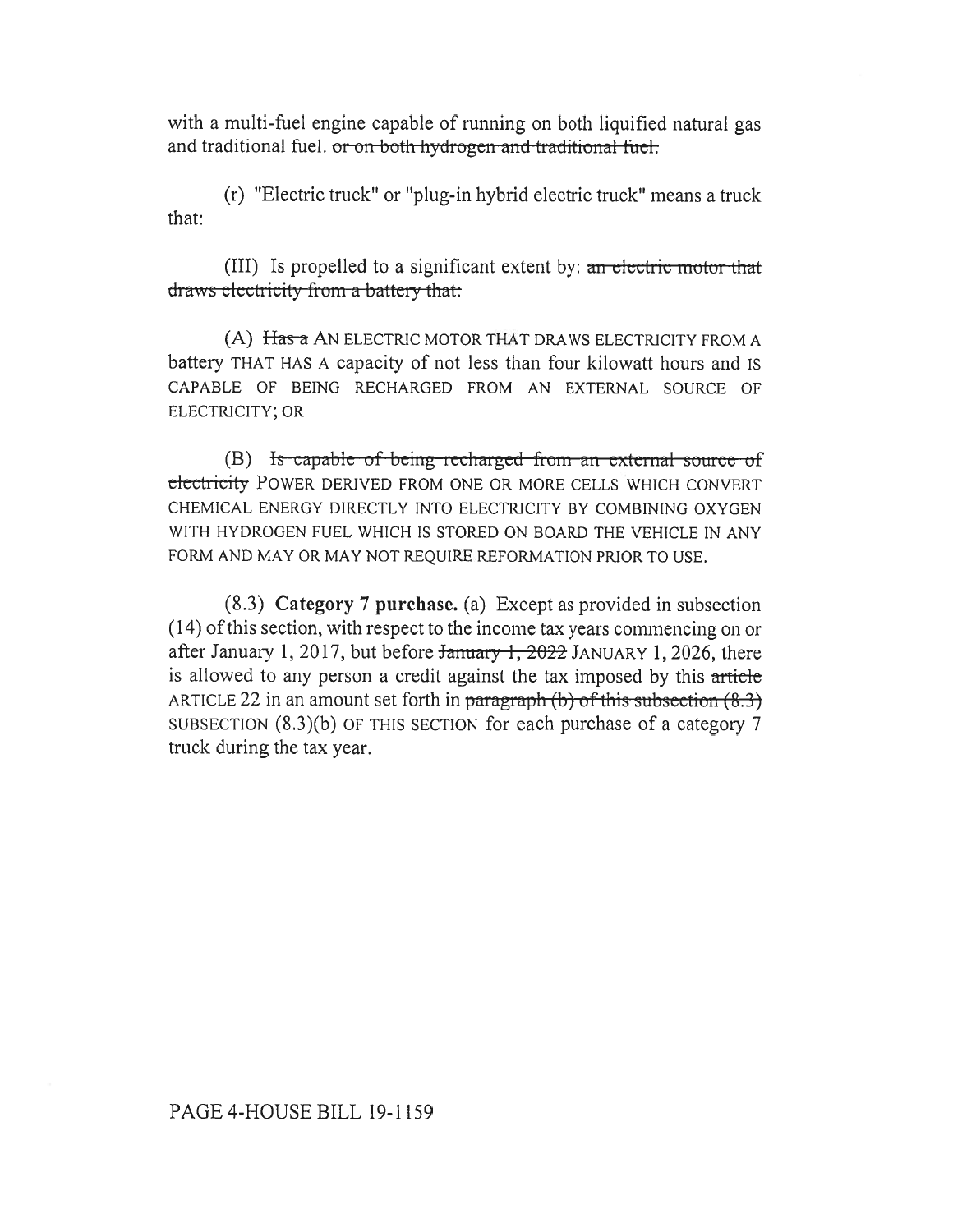with a multi-fuel engine capable of running on both liquified natural gas and traditional fuel. ~~or on both hydrogen and traditional fuel.~~

(r) "Electric truck" or "plug-in hybrid electric truck" means a truck that:

(III) Is propelled to a significant extent by: ~~an electric motor that draws electricity from a battery that:~~

(A) ~~Has a~~ AN ELECTRIC MOTOR THAT DRAWS ELECTRICITY FROM A battery THAT HAS A capacity of not less than four kilowatt hours and IS CAPABLE OF BEING RECHARGED FROM AN EXTERNAL SOURCE OF ELECTRICITY; OR

(B) ~~Is capable of being recharged from an external source of electricity~~ POWER DERIVED FROM ONE OR MORE CELLS WHICH CONVERT CHEMICAL ENERGY DIRECTLY INTO ELECTRICITY BY COMBINING OXYGEN WITH HYDROGEN FUEL WHICH IS STORED ON BOARD THE VEHICLE IN ANY FORM AND MAY OR MAY NOT REQUIRE REFORMATION PRIOR TO USE.

(8.3) **Category 7 purchase.** (a) Except as provided in subsection (14) of this section, with respect to the income tax years commencing on or after January 1, 2017, but before ~~January 1, 2022~~ JANUARY 1, 2026, there is allowed to any person a credit against the tax imposed by this ~~article~~ ARTICLE 22 in an amount set forth in ~~paragraph (b) of this subsection (8.3)~~ SUBSECTION (8.3)(b) OF THIS SECTION for each purchase of a category 7 truck during the tax year.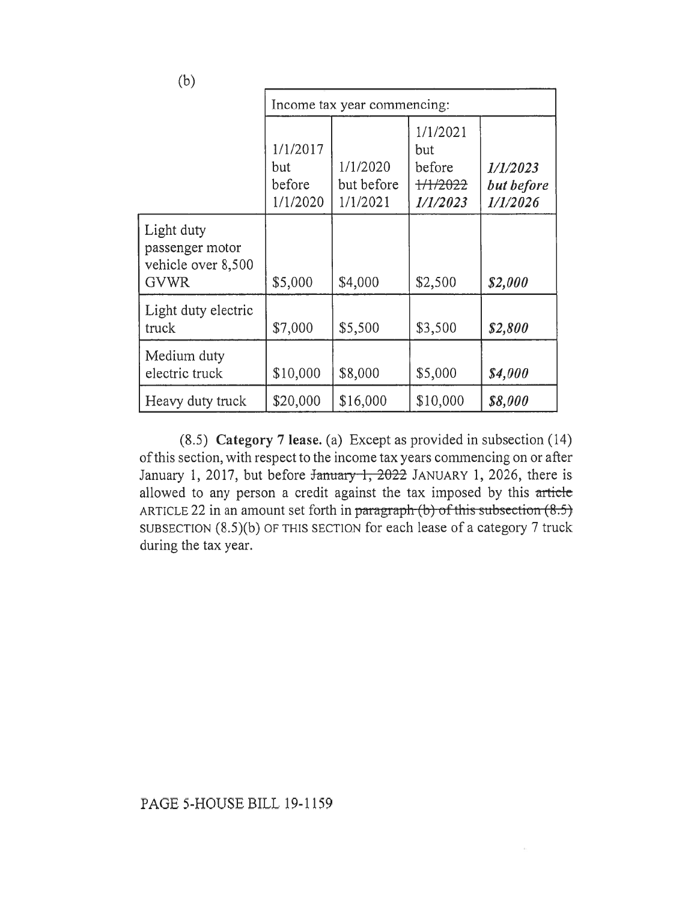(b)

| | Income tax year commencing: | | | |
|---|---|---|---|---|
| | 1/1/2017 but before 1/1/2020 | 1/1/2020 but before 1/1/2021 | 1/1/2021 but before ~~1/1/2022~~ *1/1/2023* | *1/1/2023 but before 1/1/2026* |
| Light duty passenger motor vehicle over 8,500 GVWR | $5,000 | $4,000 | $2,500 | ***$2,000*** |
| Light duty electric truck | $7,000 | $5,500 | $3,500 | ***$2,800*** |
| Medium duty electric truck | $10,000 | $8,000 | $5,000 | ***$4,000*** |
| Heavy duty truck | $20,000 | $16,000 | $10,000 | ***$8,000*** |

(8.5) **Category 7 lease.** (a) Except as provided in subsection (14) of this section, with respect to the income tax years commencing on or after January 1, 2017, but before ~~January 1, 2022~~ JANUARY 1, 2026, there is allowed to any person a credit against the tax imposed by this ~~article~~ ARTICLE 22 in an amount set forth in ~~paragraph (b) of this subsection (8.5)~~ SUBSECTION (8.5)(b) OF THIS SECTION for each lease of a category 7 truck during the tax year.

PAGE 5-HOUSE BILL 19-1159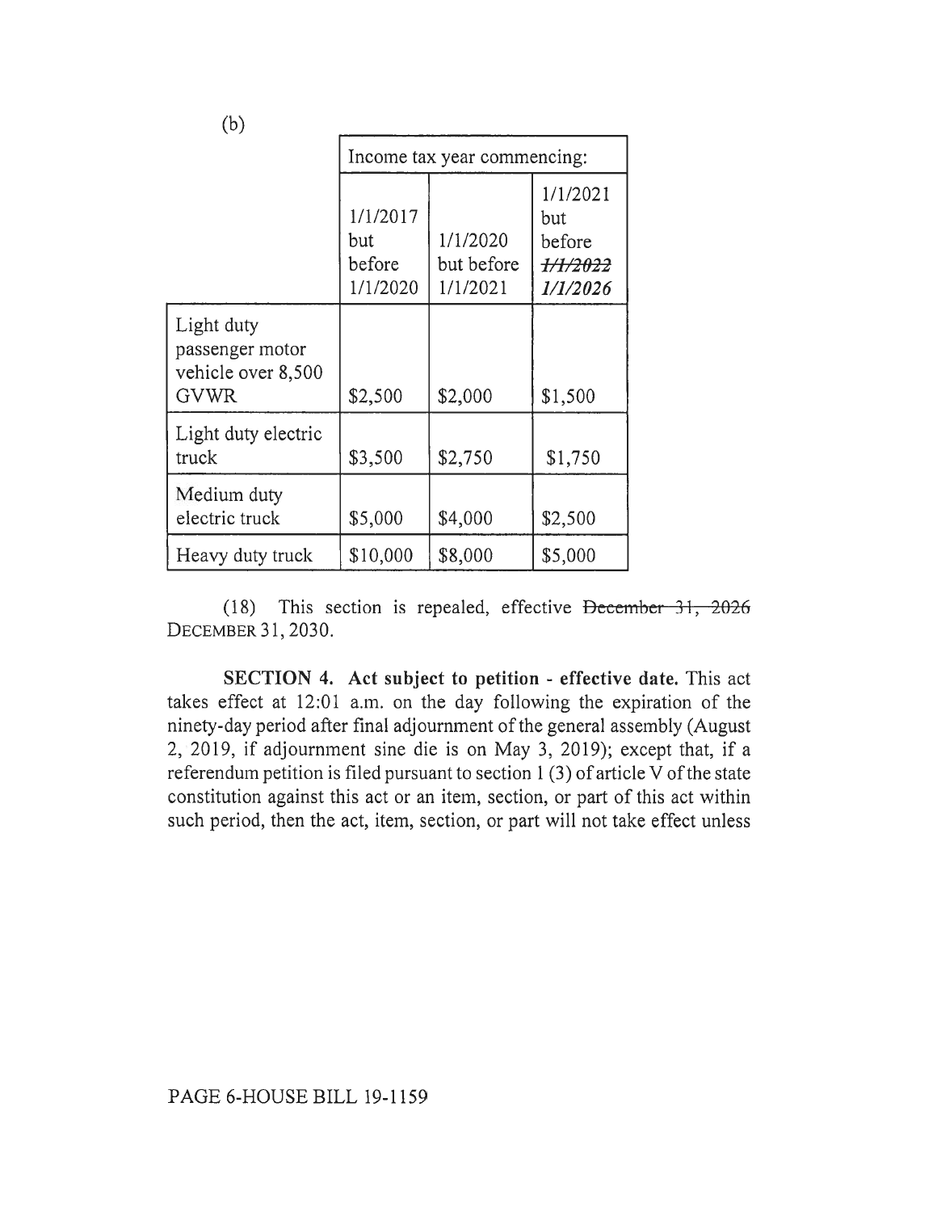(b)

| | Income tax year commencing: | | |
|---|---|---|---|
| | 1/1/2017 but before 1/1/2020 | 1/1/2020 but before 1/1/2021 | 1/1/2021 but before ~~1/1/2022~~ *1/1/2026* |
| Light duty passenger motor vehicle over 8,500 GVWR | $2,500 | $2,000 | $1,500 |
| Light duty electric truck | $3,500 | $2,750 | $1,750 |
| Medium duty electric truck | $5,000 | $4,000 | $2,500 |
| Heavy duty truck | $10,000 | $8,000 | $5,000 |

(18) This section is repealed, effective ~~December 31, 2026~~ DECEMBER 31, 2030.

**SECTION 4. Act subject to petition - effective date.** This act takes effect at 12:01 a.m. on the day following the expiration of the ninety-day period after final adjournment of the general assembly (August 2, 2019, if adjournment sine die is on May 3, 2019); except that, if a referendum petition is filed pursuant to section 1 (3) of article V of the state constitution against this act or an item, section, or part of this act within such period, then the act, item, section, or part will not take effect unless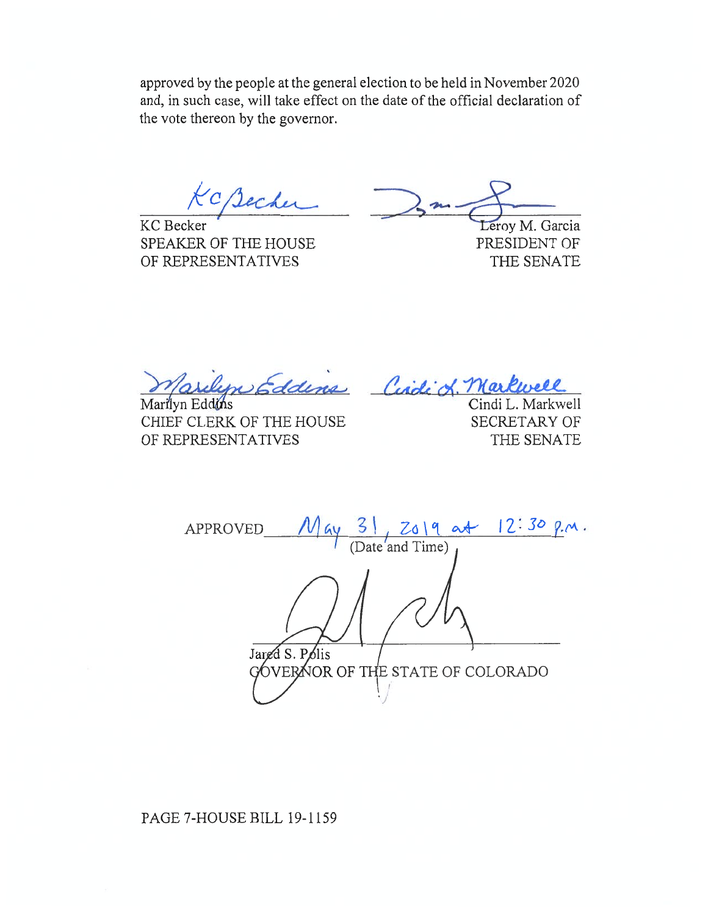approved by the people at the general election to be held in November 2020 and, in such case, will take effect on the date of the official declaration of the vote thereon by the governor.

KC Becker
SPEAKER OF THE HOUSE
OF REPRESENTATIVES

Leroy M. Garcia
PRESIDENT OF
THE SENATE

Marilyn Eddins
CHIEF CLERK OF THE HOUSE
OF REPRESENTATIVES

Cindi L. Markwell
SECRETARY OF
THE SENATE

APPROVED May 31, 2019 at 12:30 p.m.
(Date and Time)

Jared S. Polis
GOVERNOR OF THE STATE OF COLORADO

PAGE 7-HOUSE BILL 19-1159